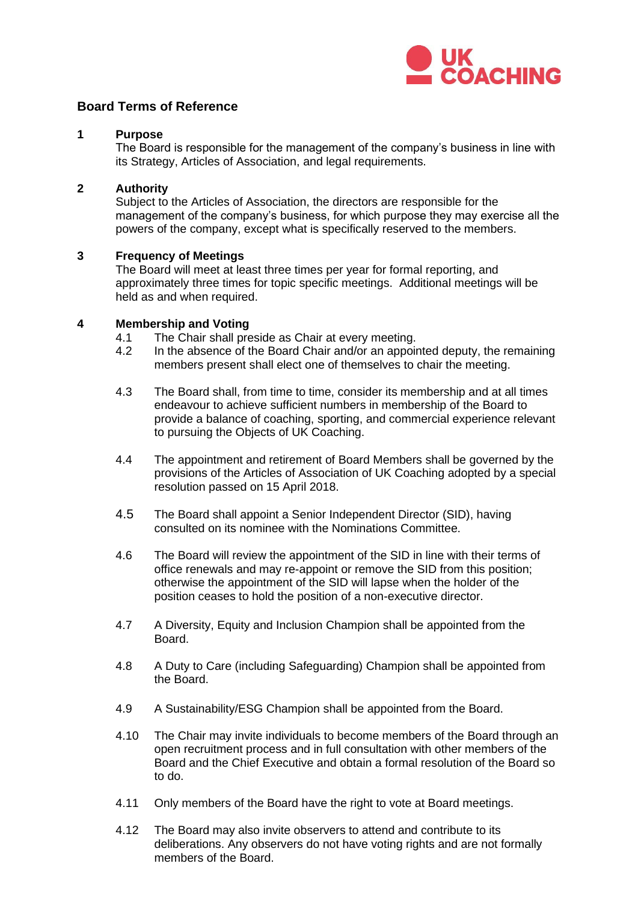# Board Terms of Reference

## 1 Purpose

The Board is responsible for the management of the company's business in line with its Strategy, Articles of Association, and legal requirements.

## 2 Authority

Subject to the Articles of Association, the directors are responsible for the management of the company's business, for which purpose they may exercise all the powers of the company, except what is specifically reserved to the members.

## 3 Frequency of Meetings

The Board will meet at least three times per year for formal reporting, and approximately three times for topic specific meetings. Additional meetings will be held as and when required.

## 4 Membership and Voting

4.1 The Chair shall preside as Chair at every meeting.

4.2 In the absence of the Board Chair and/or an appointed deputy, the remaining members present shall elect one of themselves to chair the meeting.

4.3 The Board shall, from time to time, consider its membership and at all times endeavour to achieve sufficient numbers in membership of the Board to provide a balance of coaching, sporting, and commercial experience relevant to pursuing the Objects of UK Coaching.

4.4 The appointment and retirement of Board Members shall be governed by the provisions of the Articles of Association of UK Coaching adopted by a special resolution passed on 15 April 2018.

4.5 The Board shall appoint a Senior Independent Director (SID), having consulted on its nominee with the Nominations Committee.

4.6 The Board will review the appointment of the SID in line with their terms of office renewals and may re-appoint or remove the SID from this position; otherwise the appointment of the SID will lapse when the holder of the position ceases to hold the position of a non-executive director.

4.7 A Diversity, Equity and Inclusion Champion shall be appointed from the Board.

4.8 A Duty to Care (including Safeguarding) Champion shall be appointed from the Board.

4.9 A Sustainability/ESG Champion shall be appointed from the Board.

4.10 The Chair may invite individuals to become members of the Board through an open recruitment process and in full consultation with other members of the Board and the Chief Executive and obtain a formal resolution of the Board so to do.

4.11 Only members of the Board have the right to vote at Board meetings.

4.12 The Board may also invite observers to attend and contribute to its deliberations. Any observers do not have voting rights and are not formally members of the Board.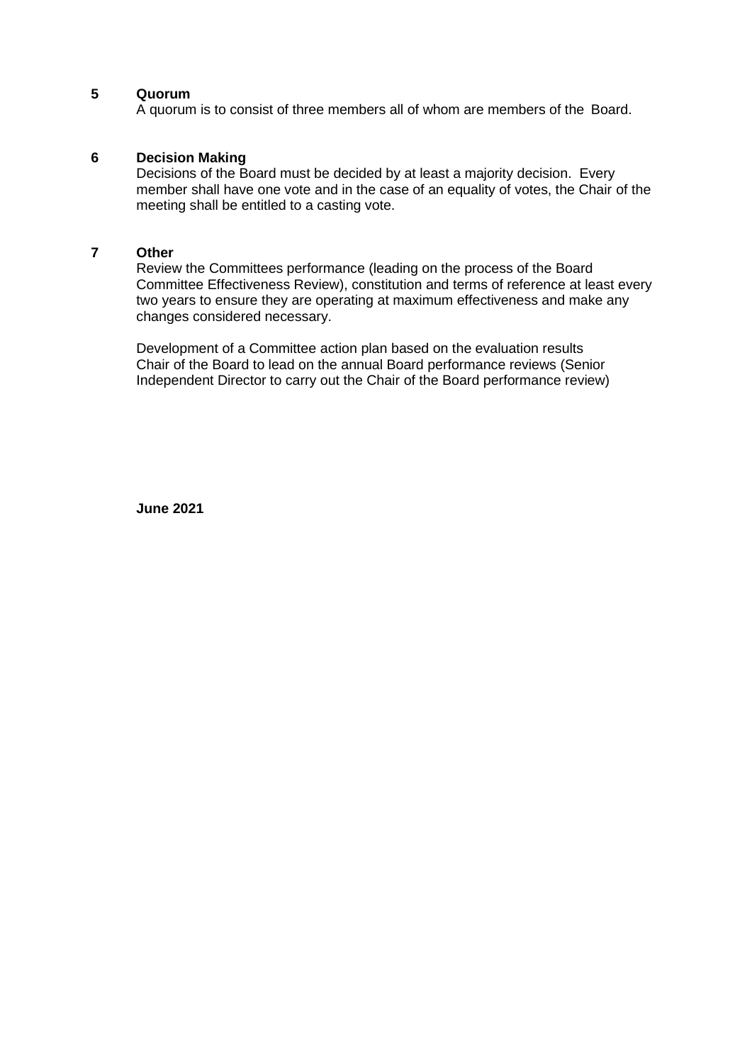## 5 Quorum

A quorum is to consist of three members all of whom are members of the Board.

## 6 Decision Making

Decisions of the Board must be decided by at least a majority decision. Every member shall have one vote and in the case of an equality of votes, the Chair of the meeting shall be entitled to a casting vote.

## 7 Other

Review the Committees performance (leading on the process of the Board Committee Effectiveness Review), constitution and terms of reference at least every two years to ensure they are operating at maximum effectiveness and make any changes considered necessary.

Development of a Committee action plan based on the evaluation results
Chair of the Board to lead on the annual Board performance reviews (Senior Independent Director to carry out the Chair of the Board performance review)

**June 2021**